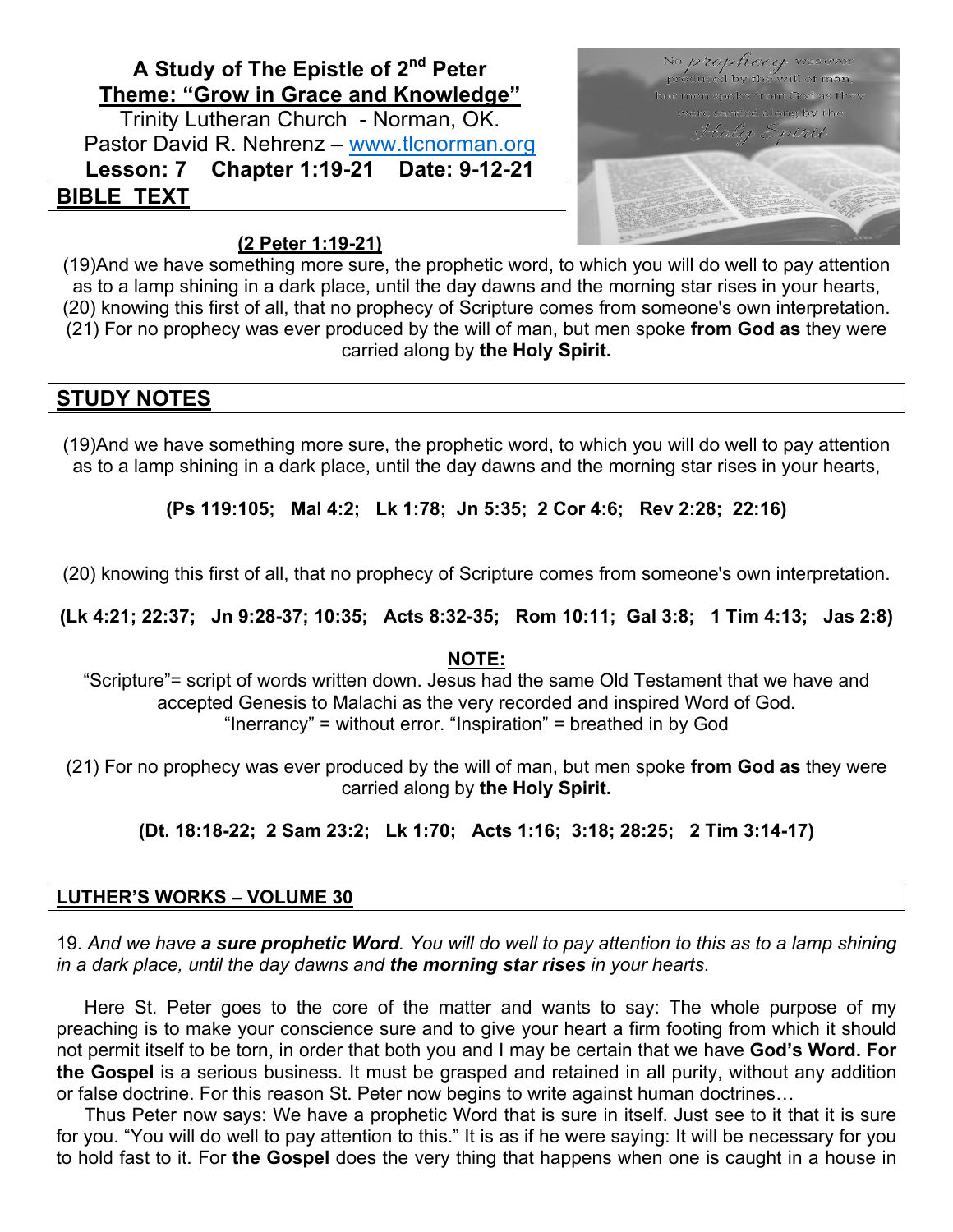# A Study of The Epistle of 2nd Peter

## Theme: "Grow in Grace and Knowledge"

Trinity Lutheran Church - Norman, OK.
Pastor David R. Nehrenz – www.tlcnorman.org

**Lesson: 7    Chapter 1:19-21    Date: 9-12-21**

## BIBLE TEXT

**(2 Peter 1:19-21)**

(19)And we have something more sure, the prophetic word, to which you will do well to pay attention as to a lamp shining in a dark place, until the day dawns and the morning star rises in your hearts, (20) knowing this first of all, that no prophecy of Scripture comes from someone's own interpretation. (21) For no prophecy was ever produced by the will of man, but men spoke **from God as** they were carried along by **the Holy Spirit.**

## STUDY NOTES

(19)And we have something more sure, the prophetic word, to which you will do well to pay attention as to a lamp shining in a dark place, until the day dawns and the morning star rises in your hearts,

**(Ps 119:105; Mal 4:2; Lk 1:78; Jn 5:35; 2 Cor 4:6; Rev 2:28; 22:16)**

(20) knowing this first of all, that no prophecy of Scripture comes from someone's own interpretation.

**(Lk 4:21; 22:37; Jn 9:28-37; 10:35; Acts 8:32-35; Rom 10:11; Gal 3:8; 1 Tim 4:13; Jas 2:8)**

**NOTE:**

"Scripture"= script of words written down. Jesus had the same Old Testament that we have and accepted Genesis to Malachi as the very recorded and inspired Word of God.
"Inerrancy" = without error. "Inspiration" = breathed in by God

(21) For no prophecy was ever produced by the will of man, but men spoke **from God as** they were carried along by **the Holy Spirit.**

**(Dt. 18:18-22; 2 Sam 23:2; Lk 1:70; Acts 1:16; 3:18; 28:25; 2 Tim 3:14-17)**

## LUTHER'S WORKS – VOLUME 30

19. *And we have **a sure prophetic Word**. You will do well to pay attention to this as to a lamp shining in a dark place, until the day dawns and **the morning star rises** in your hearts*.

Here St. Peter goes to the core of the matter and wants to say: The whole purpose of my preaching is to make your conscience sure and to give your heart a firm footing from which it should not permit itself to be torn, in order that both you and I may be certain that we have **God's Word. For the Gospel** is a serious business. It must be grasped and retained in all purity, without any addition or false doctrine. For this reason St. Peter now begins to write against human doctrines…

Thus Peter now says: We have a prophetic Word that is sure in itself. Just see to it that it is sure for you. "You will do well to pay attention to this." It is as if he were saying: It will be necessary for you to hold fast to it. For **the Gospel** does the very thing that happens when one is caught in a house in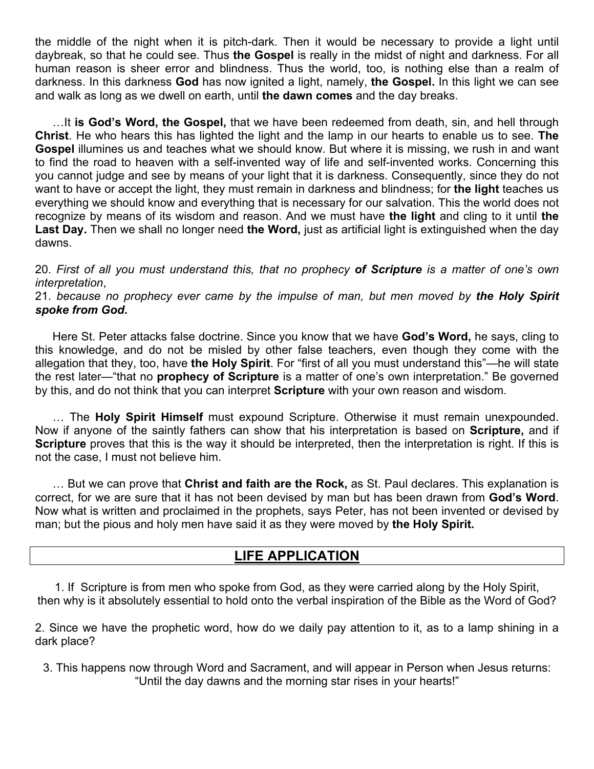the middle of the night when it is pitch-dark. Then it would be necessary to provide a light until daybreak, so that he could see. Thus **the Gospel** is really in the midst of night and darkness. For all human reason is sheer error and blindness. Thus the world, too, is nothing else than a realm of darkness. In this darkness **God** has now ignited a light, namely, **the Gospel.** In this light we can see and walk as long as we dwell on earth, until **the dawn comes** and the day breaks.

…It **is God's Word, the Gospel,** that we have been redeemed from death, sin, and hell through **Christ**. He who hears this has lighted the light and the lamp in our hearts to enable us to see. **The Gospel** illumines us and teaches what we should know. But where it is missing, we rush in and want to find the road to heaven with a self-invented way of life and self-invented works. Concerning this you cannot judge and see by means of your light that it is darkness. Consequently, since they do not want to have or accept the light, they must remain in darkness and blindness; for **the light** teaches us everything we should know and everything that is necessary for our salvation. This the world does not recognize by means of its wisdom and reason. And we must have **the light** and cling to it until **the Last Day.** Then we shall no longer need **the Word,** just as artificial light is extinguished when the day dawns.

20. *First of all you must understand this, that no prophecy **of Scripture** is a matter of one's own interpretation*,
21. *because no prophecy ever came by the impulse of man, but men moved by **the Holy Spirit spoke from God***.

Here St. Peter attacks false doctrine. Since you know that we have **God's Word,** he says, cling to this knowledge, and do not be misled by other false teachers, even though they come with the allegation that they, too, have **the Holy Spirit**. For "first of all you must understand this"—he will state the rest later—"that no **prophecy of Scripture** is a matter of one's own interpretation." Be governed by this, and do not think that you can interpret **Scripture** with your own reason and wisdom.

… The **Holy Spirit Himself** must expound Scripture. Otherwise it must remain unexpounded. Now if anyone of the saintly fathers can show that his interpretation is based on **Scripture,** and if **Scripture** proves that this is the way it should be interpreted, then the interpretation is right. If this is not the case, I must not believe him.

… But we can prove that **Christ and faith are the Rock,** as St. Paul declares. This explanation is correct, for we are sure that it has not been devised by man but has been drawn from **God's Word**. Now what is written and proclaimed in the prophets, says Peter, has not been invented or devised by man; but the pious and holy men have said it as they were moved by **the Holy Spirit.**

## LIFE APPLICATION

1. If Scripture is from men who spoke from God, as they were carried along by the Holy Spirit, then why is it absolutely essential to hold onto the verbal inspiration of the Bible as the Word of God?

2. Since we have the prophetic word, how do we daily pay attention to it, as to a lamp shining in a dark place?

3. This happens now through Word and Sacrament, and will appear in Person when Jesus returns: "Until the day dawns and the morning star rises in your hearts!"